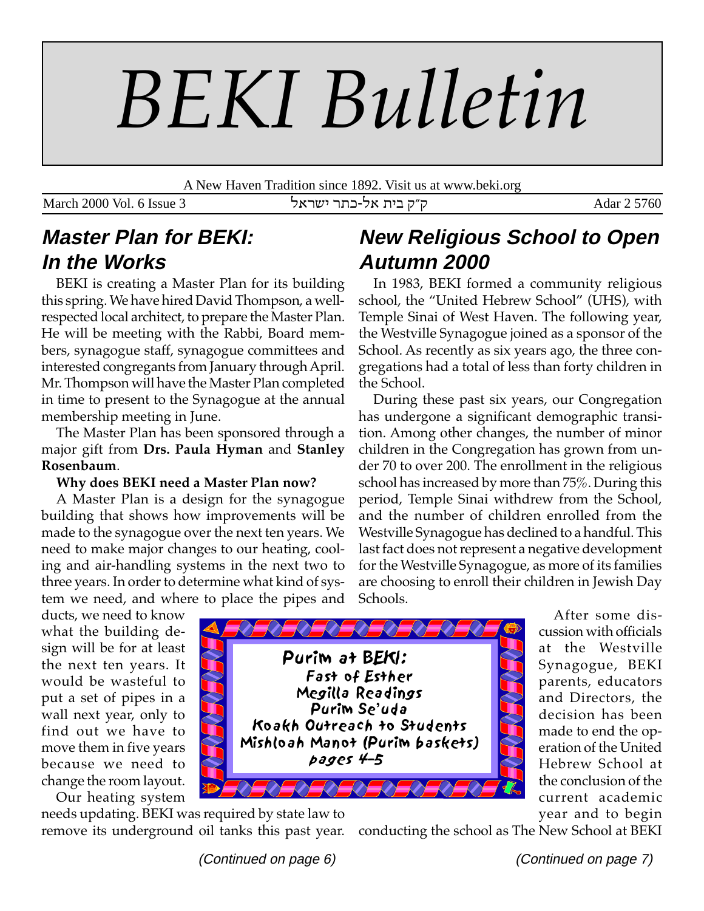# BEKI Bulletin

A New Haven Tradition since 1892. Visit us at www.beki.org

March 2000 Vol. 6 Issue 3 | ק״ק בית אל-כתר ישראל | Adar 2 5760

## Master Plan for BEKI: In the Works

BEKI is creating a Master Plan for its building this spring. We have hired David Thompson, a well-respected local architect, to prepare the Master Plan. He will be meeting with the Rabbi, Board members, synagogue staff, synagogue committees and interested congregants from January through April. Mr. Thompson will have the Master Plan completed in time to present to the Synagogue at the annual membership meeting in June.

The Master Plan has been sponsored through a major gift from **Drs. Paula Hyman** and **Stanley Rosenbaum**.

**Why does BEKI need a Master Plan now?**

A Master Plan is a design for the synagogue building that shows how improvements will be made to the synagogue over the next ten years. We need to make major changes to our heating, cooling and air-handling systems in the next two to three years. In order to determine what kind of system we need, and where to place the pipes and ducts, we need to know what the building design will be for at least the next ten years. It would be wasteful to put a set of pipes in a wall next year, only to find out we have to move them in five years because we need to change the room layout.

Our heating system needs updating. BEKI was required by state law to remove its underground oil tanks this past year.

*(Continued on page 6)*

## New Religious School to Open Autumn 2000

In 1983, BEKI formed a community religious school, the "United Hebrew School" (UHS), with Temple Sinai of West Haven. The following year, the Westville Synagogue joined as a sponsor of the School. As recently as six years ago, the three congregations had a total of less than forty children in the School.

During these past six years, our Congregation has undergone a significant demographic transition. Among other changes, the number of minor children in the Congregation has grown from under 70 to over 200. The enrollment in the religious school has increased by more than 75%. During this period, Temple Sinai withdrew from the School, and the number of children enrolled from the Westville Synagogue has declined to a handful. This last fact does not represent a negative development for the Westville Synagogue, as more of its families are choosing to enroll their children in Jewish Day Schools.

After some discussion with officials at the Westville Synagogue, BEKI parents, educators and Directors, the decision has been made to end the operation of the United Hebrew School at the conclusion of the current academic year and to begin conducting the school as The New School at BEKI

*(Continued on page 7)*

---

**Purim at BEKI:**
Fast of Esther
Megilla Readings
Purim Se'uda
Koakh Outreach to Students
Mishloah Manot (Purim baskets)
pages 4–5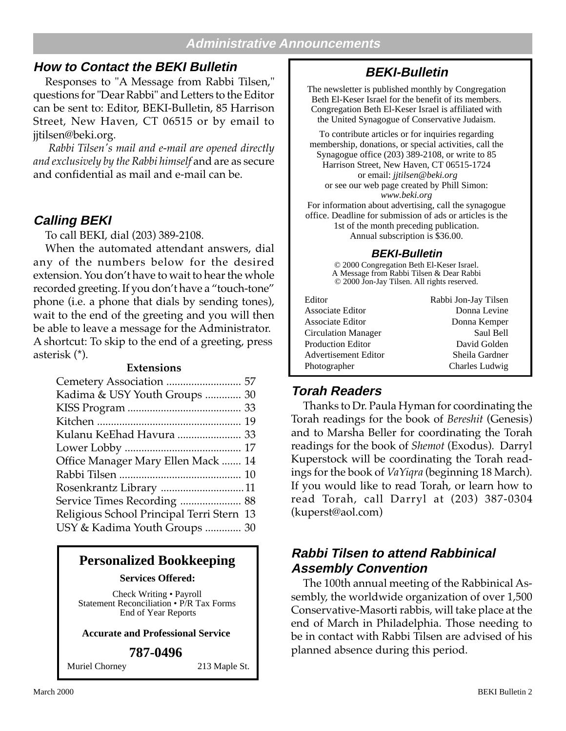## Administrative Announcements

### How to Contact the BEKI Bulletin

Responses to "A Message from Rabbi Tilsen," questions for "Dear Rabbi" and Letters to the Editor can be sent to: Editor, BEKI-Bulletin, 85 Harrison Street, New Haven, CT 06515 or by email to jjtilsen@beki.org.

*Rabbi Tilsen's mail and e-mail are opened directly and exclusively by the Rabbi himself* and are as secure and confidential as mail and e-mail can be.

### Calling BEKI

To call BEKI, dial (203) 389-2108.

When the automated attendant answers, dial any of the numbers below for the desired extension. You don't have to wait to hear the whole recorded greeting. If you don't have a "touch-tone" phone (i.e. a phone that dials by sending tones), wait to the end of the greeting and you will then be able to leave a message for the Administrator. A shortcut: To skip to the end of a greeting, press asterisk (*).

**Extensions**

| | |
|---|---|
| Cemetery Association | 57 |
| Kadima & USY Youth Groups | 30 |
| KISS Program | 33 |
| Kitchen | 19 |
| Kulanu KeEhad Havura | 33 |
| Lower Lobby | 17 |
| Office Manager Mary Ellen Mack | 14 |
| Rabbi Tilsen | 10 |
| Rosenkrantz Library | 11 |
| Service Times Recording | 88 |
| Religious School Principal Terri Stern | 13 |
| USY & Kadima Youth Groups | 30 |

**Personalized Bookkeeping**

**Services Offered:**

Check Writing • Payroll
Statement Reconciliation • P/R Tax Forms
End of Year Reports

**Accurate and Professional Service**

**787-0496**

Muriel Chorney — 213 Maple St.

### BEKI-Bulletin

The newsletter is published monthly by Congregation Beth El-Keser Israel for the benefit of its members. Congregation Beth El-Keser Israel is affiliated with the United Synagogue of Conservative Judaism.

To contribute articles or for inquiries regarding membership, donations, or special activities, call the Synagogue office (203) 389-2108, or write to 85 Harrison Street, New Haven, CT 06515-1724 or email: *jjtilsen@beki.org* or see our web page created by Phill Simon: *www.beki.org*
For information about advertising, call the synagogue office. Deadline for submission of ads or articles is the 1st of the month preceding publication. Annual subscription is $36.00.

**BEKI-Bulletin**

© 2000 Congregation Beth El-Keser Israel.
A Message from Rabbi Tilsen & Dear Rabbi
© 2000 Jon-Jay Tilsen. All rights reserved.

| | |
|---|---|
| Editor | Rabbi Jon-Jay Tilsen |
| Associate Editor | Donna Levine |
| Associate Editor | Donna Kemper |
| Circulation Manager | Saul Bell |
| Production Editor | David Golden |
| Advertisement Editor | Sheila Gardner |
| Photographer | Charles Ludwig |

### Torah Readers

Thanks to Dr. Paula Hyman for coordinating the Torah readings for the book of *Bereshit* (Genesis) and to Marsha Beller for coordinating the Torah readings for the book of *Shemot* (Exodus). Darryl Kuperstock will be coordinating the Torah readings for the book of *VaYiqra* (beginning 18 March). If you would like to read Torah, or learn how to read Torah, call Darryl at (203) 387-0304 (kuperst@aol.com)

### Rabbi Tilsen to attend Rabbinical Assembly Convention

The 100th annual meeting of the Rabbinical Assembly, the worldwide organization of over 1,500 Conservative-Masorti rabbis, will take place at the end of March in Philadelphia. Those needing to be in contact with Rabbi Tilsen are advised of his planned absence during this period.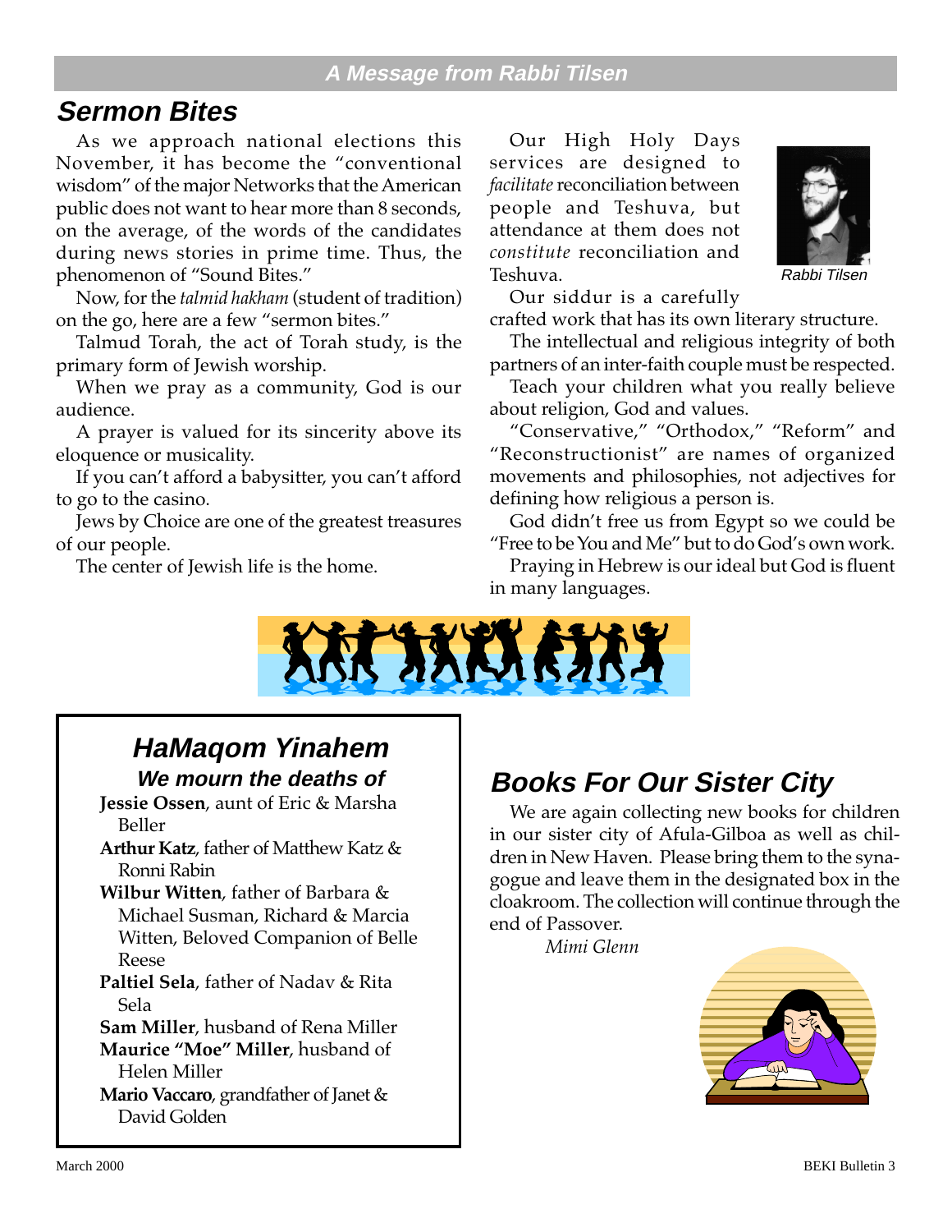## A Message from Rabbi Tilsen

# Sermon Bites

As we approach national elections this November, it has become the "conventional wisdom" of the major Networks that the American public does not want to hear more than 8 seconds, on the average, of the words of the candidates during news stories in prime time. Thus, the phenomenon of "Sound Bites."

Now, for the *talmid hakham* (student of tradition) on the go, here are a few "sermon bites."

Talmud Torah, the act of Torah study, is the primary form of Jewish worship.

When we pray as a community, God is our audience.

A prayer is valued for its sincerity above its eloquence or musicality.

If you can't afford a babysitter, you can't afford to go to the casino.

Jews by Choice are one of the greatest treasures of our people.

The center of Jewish life is the home.

Our High Holy Days services are designed to *facilitate* reconciliation between people and Teshuva, but attendance at them does not *constitute* reconciliation and Teshuva.

Rabbi Tilsen

Our siddur is a carefully crafted work that has its own literary structure.

The intellectual and religious integrity of both partners of an inter-faith couple must be respected.

Teach your children what you really believe about religion, God and values.

"Conservative," "Orthodox," "Reform" and "Reconstructionist" are names of organized movements and philosophies, not adjectives for defining how religious a person is.

God didn't free us from Egypt so we could be "Free to be You and Me" but to do God's own work.

Praying in Hebrew is our ideal but God is fluent in many languages.

## HaMaqom Yinahem

### We mourn the deaths of

**Jessie Ossen**, aunt of Eric & Marsha Beller

**Arthur Katz**, father of Matthew Katz & Ronni Rabin

**Wilbur Witten**, father of Barbara & Michael Susman, Richard & Marcia Witten, Beloved Companion of Belle Reese

**Paltiel Sela**, father of Nadav & Rita Sela

**Sam Miller**, husband of Rena Miller

**Maurice "Moe" Miller**, husband of Helen Miller

**Mario Vaccaro**, grandfather of Janet & David Golden

# Books For Our Sister City

We are again collecting new books for children in our sister city of Afula-Gilboa as well as children in New Haven. Please bring them to the synagogue and leave them in the designated box in the cloakroom. The collection will continue through the end of Passover.

*Mimi Glenn*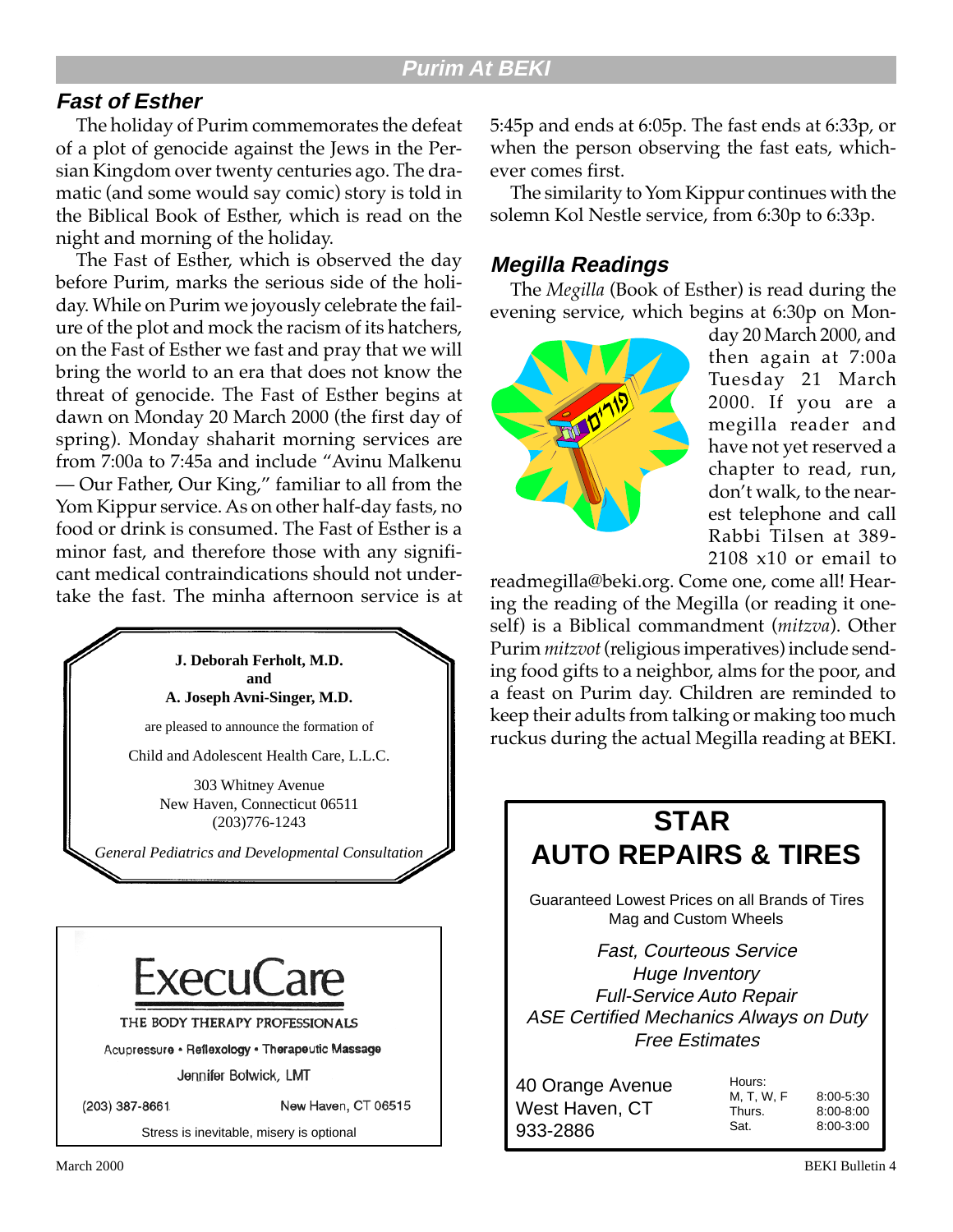## Purim At BEKI

### Fast of Esther

The holiday of Purim commemorates the defeat of a plot of genocide against the Jews in the Persian Kingdom over twenty centuries ago. The dramatic (and some would say comic) story is told in the Biblical Book of Esther, which is read on the night and morning of the holiday.

The Fast of Esther, which is observed the day before Purim, marks the serious side of the holiday. While on Purim we joyously celebrate the failure of the plot and mock the racism of its hatchers, on the Fast of Esther we fast and pray that we will bring the world to an era that does not know the threat of genocide. The Fast of Esther begins at dawn on Monday 20 March 2000 (the first day of spring). Monday shaharit morning services are from 7:00a to 7:45a and include "Avinu Malkenu — Our Father, Our King," familiar to all from the Yom Kippur service. As on other half-day fasts, no food or drink is consumed. The Fast of Esther is a minor fast, and therefore those with any significant medical contraindications should not undertake the fast. The minha afternoon service is at 5:45p and ends at 6:05p. The fast ends at 6:33p, or when the person observing the fast eats, whichever comes first.

The similarity to Yom Kippur continues with the solemn Kol Nestle service, from 6:30p to 6:33p.

### Megilla Readings

The *Megilla* (Book of Esther) is read during the evening service, which begins at 6:30p on Monday 20 March 2000, and then again at 7:00a Tuesday 21 March 2000. If you are a megilla reader and have not yet reserved a chapter to read, run, don't walk, to the nearest telephone and call Rabbi Tilsen at 389-2108 x10 or email to readmegilla@beki.org. Come one, come all! Hearing the reading of the Megilla (or reading it oneself) is a Biblical commandment (*mitzva*). Other Purim *mitzvot* (religious imperatives) include sending food gifts to a neighbor, alms for the poor, and a feast on Purim day. Children are reminded to keep their adults from talking or making too much ruckus during the actual Megilla reading at BEKI.

---

**J. Deborah Ferholt, M.D.**
**and**
**A. Joseph Avni-Singer, M.D.**

are pleased to announce the formation of

Child and Adolescent Health Care, L.L.C.

303 Whitney Avenue
New Haven, Connecticut 06511
(203)776-1243

*General Pediatrics and Developmental Consultation*

---

**ExecuCare**

THE BODY THERAPY PROFESSIONALS

Acupressure • Reflexology • Therapeutic Massage

Jennifer Bolwick, LMT

(203) 387-8661 New Haven, CT 06515

Stress is inevitable, misery is optional

---

**STAR**
**AUTO REPAIRS & TIRES**

Guaranteed Lowest Prices on all Brands of Tires
Mag and Custom Wheels

*Fast, Courteous Service*
*Huge Inventory*
*Full-Service Auto Repair*
*ASE Certified Mechanics Always on Duty*
*Free Estimates*

40 Orange Avenue
West Haven, CT
933-2886

Hours:

| | |
|---|---|
| M, T, W, F | 8:00-5:30 |
| Thurs. | 8:00-8:00 |
| Sat. | 8:00-3:00 |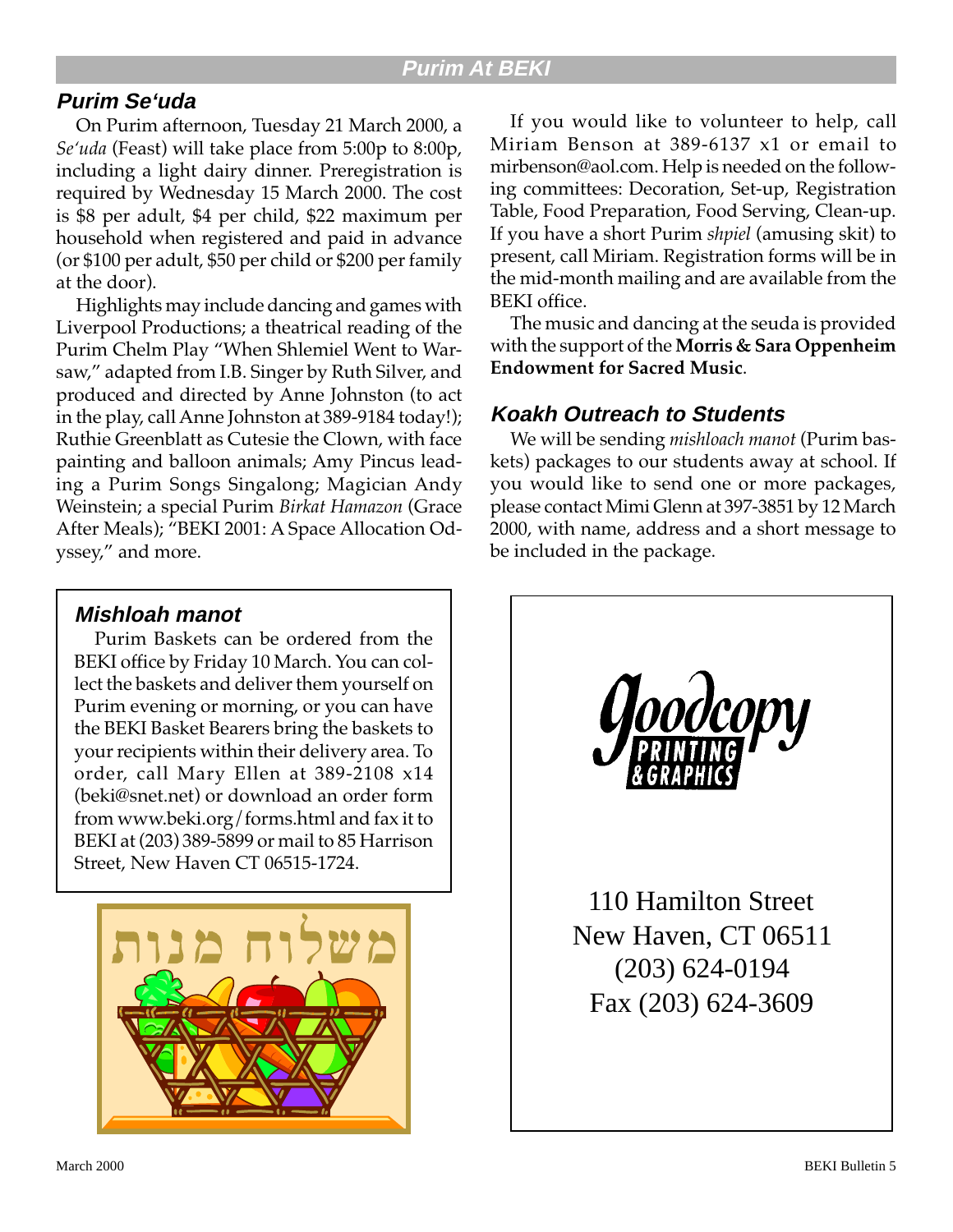## Purim At BEKI

### Purim Se‘uda

On Purim afternoon, Tuesday 21 March 2000, a *Se'uda* (Feast) will take place from 5:00p to 8:00p, including a light dairy dinner. Preregistration is required by Wednesday 15 March 2000. The cost is $8 per adult, $4 per child, $22 maximum per household when registered and paid in advance (or $100 per adult, $50 per child or $200 per family at the door).

Highlights may include dancing and games with Liverpool Productions; a theatrical reading of the Purim Chelm Play “When Shlemiel Went to Warsaw,” adapted from I.B. Singer by Ruth Silver, and produced and directed by Anne Johnston (to act in the play, call Anne Johnston at 389-9184 today!); Ruthie Greenblatt as Cutesie the Clown, with face painting and balloon animals; Amy Pincus leading a Purim Songs Singalong; Magician Andy Weinstein; a special Purim *Birkat Hamazon* (Grace After Meals); “BEKI 2001: A Space Allocation Odyssey,” and more.

If you would like to volunteer to help, call Miriam Benson at 389-6137 x1 or email to mirbenson@aol.com. Help is needed on the following committees: Decoration, Set-up, Registration Table, Food Preparation, Food Serving, Clean-up. If you have a short Purim *shpiel* (amusing skit) to present, call Miriam. Registration forms will be in the mid-month mailing and are available from the BEKI office.

The music and dancing at the seuda is provided with the support of the **Morris & Sara Oppenheim Endowment for Sacred Music**.

### Koakh Outreach to Students

We will be sending *mishloach manot* (Purim baskets) packages to our students away at school. If you would like to send one or more packages, please contact Mimi Glenn at 397-3851 by 12 March 2000, with name, address and a short message to be included in the package.

### Mishloah manot

Purim Baskets can be ordered from the BEKI office by Friday 10 March. You can collect the baskets and deliver them yourself on Purim evening or morning, or you can have the BEKI Basket Bearers bring the baskets to your recipients within their delivery area. To order, call Mary Ellen at 389-2108 x14 (beki@snet.net) or download an order form from www.beki.org/forms.html and fax it to BEKI at (203) 389-5899 or mail to 85 Harrison Street, New Haven CT 06515-1724.

Goodcopy Printing & Graphics

110 Hamilton Street
New Haven, CT 06511
(203) 624-0194
Fax (203) 624-3609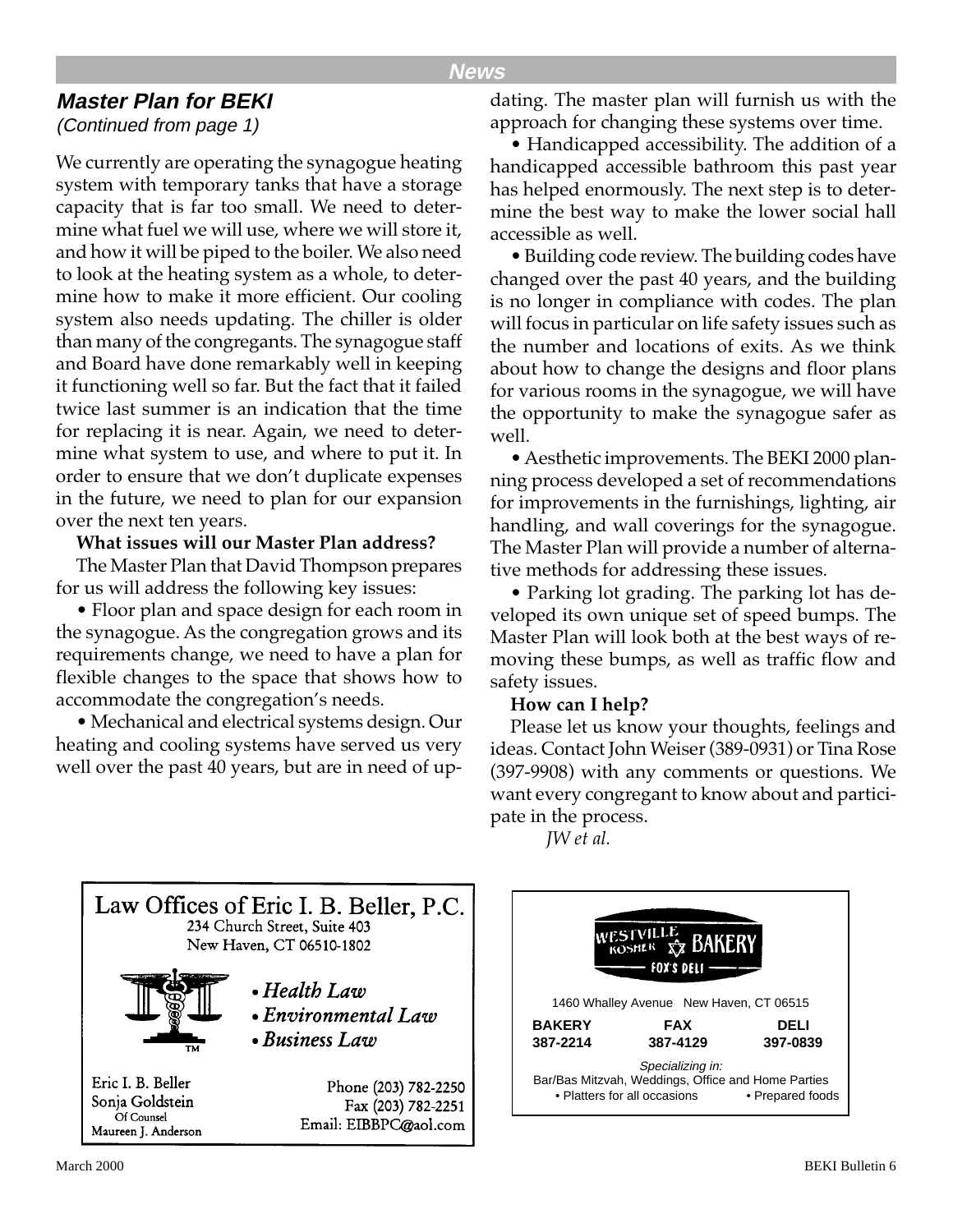## Master Plan for BEKI

*(Continued from page 1)*

We currently are operating the synagogue heating system with temporary tanks that have a storage capacity that is far too small. We need to determine what fuel we will use, where we will store it, and how it will be piped to the boiler. We also need to look at the heating system as a whole, to determine how to make it more efficient. Our cooling system also needs updating. The chiller is older than many of the congregants. The synagogue staff and Board have done remarkably well in keeping it functioning well so far. But the fact that it failed twice last summer is an indication that the time for replacing it is near. Again, we need to determine what system to use, and where to put it. In order to ensure that we don't duplicate expenses in the future, we need to plan for our expansion over the next ten years.

**What issues will our Master Plan address?**

The Master Plan that David Thompson prepares for us will address the following key issues:

• Floor plan and space design for each room in the synagogue. As the congregation grows and its requirements change, we need to have a plan for flexible changes to the space that shows how to accommodate the congregation's needs.

• Mechanical and electrical systems design. Our heating and cooling systems have served us very well over the past 40 years, but are in need of updating. The master plan will furnish us with the approach for changing these systems over time.

• Handicapped accessibility. The addition of a handicapped accessible bathroom this past year has helped enormously. The next step is to determine the best way to make the lower social hall accessible as well.

• Building code review. The building codes have changed over the past 40 years, and the building is no longer in compliance with codes. The plan will focus in particular on life safety issues such as the number and locations of exits. As we think about how to change the designs and floor plans for various rooms in the synagogue, we will have the opportunity to make the synagogue safer as well.

• Aesthetic improvements. The BEKI 2000 planning process developed a set of recommendations for improvements in the furnishings, lighting, air handling, and wall coverings for the synagogue. The Master Plan will provide a number of alternative methods for addressing these issues.

• Parking lot grading. The parking lot has developed its own unique set of speed bumps. The Master Plan will look both at the best ways of removing these bumps, as well as traffic flow and safety issues.

**How can I help?**

Please let us know your thoughts, feelings and ideas. Contact John Weiser (389-0931) or Tina Rose (397-9908) with any comments or questions. We want every congregant to know about and participate in the process.

*JW et al.*

---

**Law Offices of Eric I. B. Beller, P.C.**
234 Church Street, Suite 403
New Haven, CT 06510-1802

- *Health Law*
- *Environmental Law*
- *Business Law*

Eric I. B. Beller
Sonja Goldstein
Of Counsel
Maureen J. Anderson

Phone (203) 782-2250
Fax (203) 782-2251
Email: EIBBPC@aol.com

---

**WESTVILLE KOSHER BAKERY**
**FOX'S DELI**

1460 Whalley Avenue New Haven, CT 06515

| BAKERY | FAX | DELI |
|---|---|---|
| 387-2214 | 387-4129 | 397-0839 |

*Specializing in:*
Bar/Bas Mitzvah, Weddings, Office and Home Parties
• Platters for all occasions • Prepared foods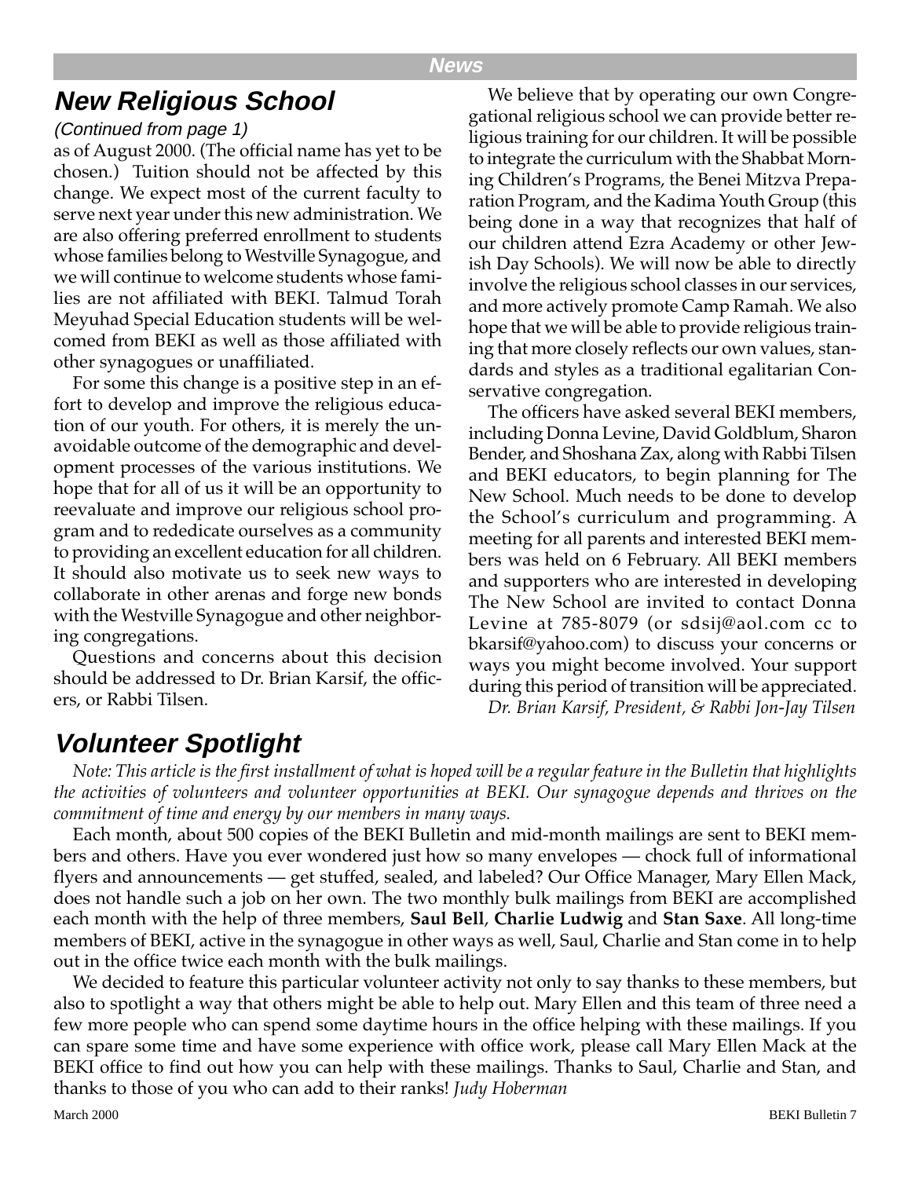## New Religious School

*(Continued from page 1)*

as of August 2000. (The official name has yet to be chosen.) Tuition should not be affected by this change. We expect most of the current faculty to serve next year under this new administration. We are also offering preferred enrollment to students whose families belong to Westville Synagogue, and we will continue to welcome students whose families are not affiliated with BEKI. Talmud Torah Meyuhad Special Education students will be welcomed from BEKI as well as those affiliated with other synagogues or unaffiliated.

For some this change is a positive step in an effort to develop and improve the religious education of our youth. For others, it is merely the unavoidable outcome of the demographic and development processes of the various institutions. We hope that for all of us it will be an opportunity to reevaluate and improve our religious school program and to rededicate ourselves as a community to providing an excellent education for all children. It should also motivate us to seek new ways to collaborate in other arenas and forge new bonds with the Westville Synagogue and other neighboring congregations.

Questions and concerns about this decision should be addressed to Dr. Brian Karsif, the officers, or Rabbi Tilsen.

We believe that by operating our own Congregational religious school we can provide better religious training for our children. It will be possible to integrate the curriculum with the Shabbat Morning Children's Programs, the Benei Mitzva Preparation Program, and the Kadima Youth Group (this being done in a way that recognizes that half of our children attend Ezra Academy or other Jewish Day Schools). We will now be able to directly involve the religious school classes in our services, and more actively promote Camp Ramah. We also hope that we will be able to provide religious training that more closely reflects our own values, standards and styles as a traditional egalitarian Conservative congregation.

The officers have asked several BEKI members, including Donna Levine, David Goldblum, Sharon Bender, and Shoshana Zax, along with Rabbi Tilsen and BEKI educators, to begin planning for The New School. Much needs to be done to develop the School's curriculum and programming. A meeting for all parents and interested BEKI members was held on 6 February. All BEKI members and supporters who are interested in developing The New School are invited to contact Donna Levine at 785-8079 (or sdsij@aol.com cc to bkarsif@yahoo.com) to discuss your concerns or ways you might become involved. Your support during this period of transition will be appreciated.

*Dr. Brian Karsif, President, & Rabbi Jon-Jay Tilsen*

## Volunteer Spotlight

*Note: This article is the first installment of what is hoped will be a regular feature in the Bulletin that highlights the activities of volunteers and volunteer opportunities at BEKI. Our synagogue depends and thrives on the commitment of time and energy by our members in many ways.*

Each month, about 500 copies of the BEKI Bulletin and mid-month mailings are sent to BEKI members and others. Have you ever wondered just how so many envelopes — chock full of informational flyers and announcements — get stuffed, sealed, and labeled? Our Office Manager, Mary Ellen Mack, does not handle such a job on her own. The two monthly bulk mailings from BEKI are accomplished each month with the help of three members, **Saul Bell**, **Charlie Ludwig** and **Stan Saxe**. All long-time members of BEKI, active in the synagogue in other ways as well, Saul, Charlie and Stan come in to help out in the office twice each month with the bulk mailings.

We decided to feature this particular volunteer activity not only to say thanks to these members, but also to spotlight a way that others might be able to help out. Mary Ellen and this team of three need a few more people who can spend some daytime hours in the office helping with these mailings. If you can spare some time and have some experience with office work, please call Mary Ellen Mack at the BEKI office to find out how you can help with these mailings. Thanks to Saul, Charlie and Stan, and thanks to those of you who can add to their ranks! *Judy Hoberman*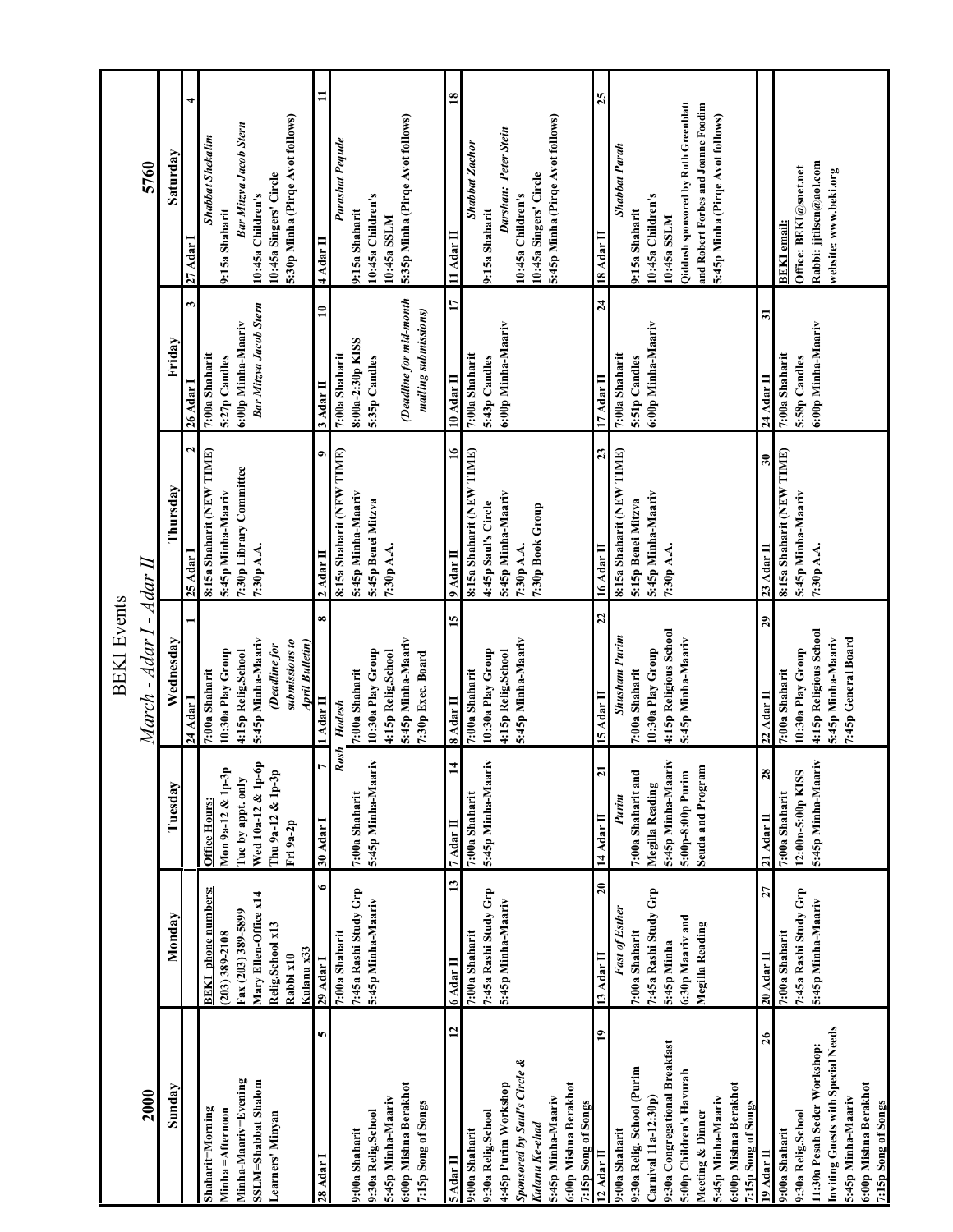# BEKI Events

## March - Adar I - Adar II

**2000** — **5760**

| Sunday | Monday | Tuesday | Wednesday | Thursday | Friday | Saturday |
|---|---|---|---|---|---|---|
| Shaharit=Morning<br>Minha=Afternoon<br>Minha-Maariv=Evening<br>SSLM=Shabbat Shalom Learners' Minyan | **BEKI phone numbers:**<br>(203) 389-2108<br>Fax (203) 389-5899<br>Mary Ellen-Office x14<br>Relig.School x13<br>Rabbi x10<br>Kulanu x33 | **Office Hours:**<br>Mon 9a-12 & 1p-3p<br>Tue by appt. only<br>Wed 10a-12 & 1p-6p<br>Thu 9a-12 & 1p-3p<br>Fri 9a-2p | 24 Adar I **1**<br>7:00a Shaharit<br>10:30a Play Group<br>4:15p Relig.School<br>5:45p Minha-Maariv<br>*(Deadline for submissions to April Bulletin)* | 25 Adar I **2**<br>8:15a Shaharit (NEW TIME)<br>5:45p Minha-Maariv<br>7:30p Library Committee<br>7:30p A.A. | 26 Adar I **3**<br>7:00a Shaharit<br>5:27p Candles<br>6:00p Minha-Maariv<br>*Bar Mitzva Jacob Stern* | 27 Adar I **4**<br>*Shabbat Shekalim*<br>9:15a Shaharit<br>*Bar Mitzva Jacob Stern*<br>10:45a Children's<br>10:45a Singers' Circle<br>5:30p Minha (Pirqe Avot follows) |
| 28 Adar I **5**<br>9:00a Shaharit<br>9:30a Relig.School<br>5:45p Minha-Maariv<br>6:00p Mishna Berakhot<br>7:15p Song of Songs | 29 Adar I **6**<br>7:00a Shaharit<br>7:45a Rashi Study Grp<br>5:45p Minha-Maariv | 30 Adar I **7**<br>*Rosh*<br>7:00a Shaharit<br>5:45p Minha-Maariv | 1 Adar II **8**<br>*Hodesh*<br>7:00a Shaharit<br>10:30a Play Group<br>4:15p Relig.School<br>5:45p Minha-Maariv<br>7:30p Exec. Board | 2 Adar II **9**<br>8:15a Shaharit (NEW TIME)<br>5:45p Minha-Maariv<br>5:45p Benei Mitzva<br>7:30p A.A. | 3 Adar II **10**<br>7:00a Shaharit<br>8:00a-2:30p KISS<br>5:35p Candles<br>*(Deadline for mid-month mailing submissions)* | 4 Adar II **11**<br>*Parashat Pequde*<br>9:15a Shaharit<br>10:45a Children's<br>10:45a SSLM<br>5:35p Minha (Pirqe Avot follows) |
| 5 Adar II **12**<br>9:00a Shaharit<br>9:30a Relig.School<br>4:45p Purim Workshop<br>*Sponsored by Saul's Circle & Kulanu Ke-ehad*<br>5:45p Minha-Maariv<br>6:00p Mishna Berakhot<br>7:15p Song of Songs | 6 Adar II **13**<br>7:00a Shaharit<br>7:45a Rashi Study Grp<br>5:45p Minha-Maariv | 7 Adar II **14**<br>7:00a Shaharit<br>5:45p Minha-Maariv | 8 Adar II **15**<br>7:00a Shaharit<br>10:30a Play Group<br>4:15p Relig.School<br>5:45p Minha-Maariv | 9 Adar II **16**<br>8:15a Shaharit (NEW TIME)<br>4:45p Saul's Circle<br>5:45p Minha-Maariv<br>7:30p A.A.<br>7:30p Book Group | 10 Adar II **17**<br>7:00a Shaharit<br>5:43p Candles<br>6:00p Minha-Maariv | 11 Adar II **18**<br>*Shabbat Zachor*<br>9:15a Shaharit<br>*Darshan: Peter Stein*<br>10:45a Children's<br>10:45a Singers' Circle<br>5:45p Minha (Pirqe Avot follows) |
| 12 Adar II **19**<br>9:00a Shaharit<br>9:30a Relig. School (Purim Carnival 11a-12:30p)<br>9:30a Congregational Breakfast<br>5:00p Children's Havurah Meeting & Dinner<br>5:45p Minha-Maariv<br>6:00p Mishna Berakhot<br>7:15p Song of Songs | 13 Adar II **20**<br>*Fast of Esther*<br>7:00a Shaharit<br>7:45a Rashi Study Grp<br>5:45p Minha<br>6:30p Maariv and Megilla Reading | 14 Adar II **21**<br>*Purim*<br>7:00a Shaharit and Megilla Reading<br>5:45p Minha-Maariv<br>5:00p-8:00p Purim Seuda and Program | 15 Adar II **22**<br>*Shushan Purim*<br>7:00a Shaharit<br>10:30a Play Group<br>4:15p Religious School<br>5:45p Minha-Maariv | 16 Adar II **23**<br>8:15a Shaharit (NEW TIME)<br>5:15p Benei Mitzva<br>5:45p Minha-Maariv<br>7:30p A.A. | 17 Adar II **24**<br>7:00a Shaharit<br>5:51p Candles<br>6:00p Minha-Maariv | 18 Adar II **25**<br>*Shabbat Parah*<br>9:15a Shaharit<br>10:45a Children's<br>10:45a SSLM<br>Qiddush sponsored by Ruth Greenblatt and Robert Forbes and Joanne Foodim<br>5:45p Minha (Pirqe Avot follows) |
| 19 Adar II **26**<br>9:00a Shaharit<br>9:30a Relig.School<br>11:30a Pesah Seder Workshop: Inviting Guests with Special Needs<br>5:45p Minha-Maariv<br>6:00p Mishna Berakhot<br>7:15p Song of Songs | 20 Adar II **27**<br>7:00a Shaharit<br>7:45a Rashi Study Grp<br>5:45p Minha-Maariv | 21 Adar II **28**<br>7:00a Shaharit<br>12:00n-5:00p KISS<br>5:45p Minha-Maariv | 22 Adar II **29**<br>7:00a Shaharit<br>10:30a Play Group<br>4:15p Religious School<br>5:45p Minha-Maariv<br>7:45p General Board | 23 Adar II **30**<br>8:15a Shaharit (NEW TIME)<br>5:45p Minha-Maariv<br>7:30p A.A. | 24 Adar II **31**<br>7:00a Shaharit<br>5:58p Candles<br>6:00p Minha-Maariv | **BEKI email:**<br>Office: BEKI@snet.net<br>Rabbi: jjtilsen@aol.com<br>website: www.beki.org |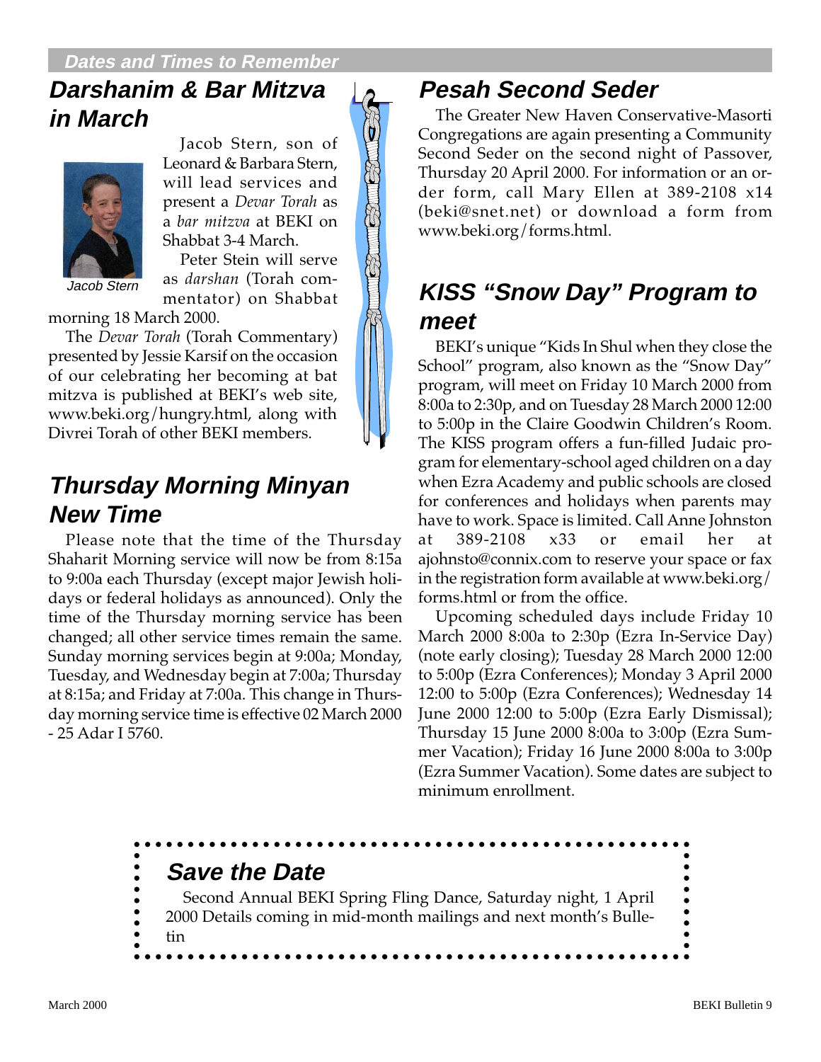*Dates and Times to Remember*

## *Darshanim & Bar Mitzva in March*

Jacob Stern

Jacob Stern, son of Leonard & Barbara Stern, will lead services and present a *Devar Torah* as a *bar mitzva* at BEKI on Shabbat 3-4 March.

Peter Stein will serve as *darshan* (Torah commentator) on Shabbat morning 18 March 2000.

The *Devar Torah* (Torah Commentary) presented by Jessie Karsif on the occasion of our celebrating her becoming at bat mitzva is published at BEKI's web site, www.beki.org/hungry.html, along with Divrei Torah of other BEKI members.

## *Thursday Morning Minyan New Time*

Please note that the time of the Thursday Shaharit Morning service will now be from 8:15a to 9:00a each Thursday (except major Jewish holidays or federal holidays as announced). Only the time of the Thursday morning service has been changed; all other service times remain the same. Sunday morning services begin at 9:00a; Monday, Tuesday, and Wednesday begin at 7:00a; Thursday at 8:15a; and Friday at 7:00a. This change in Thursday morning service time is effective 02 March 2000 - 25 Adar I 5760.

## *Pesah Second Seder*

The Greater New Haven Conservative-Masorti Congregations are again presenting a Community Second Seder on the second night of Passover, Thursday 20 April 2000. For information or an order form, call Mary Ellen at 389-2108 x14 (beki@snet.net) or download a form from www.beki.org/forms.html.

## *KISS "Snow Day" Program to meet*

BEKI's unique "Kids In Shul when they close the School" program, also known as the "Snow Day" program, will meet on Friday 10 March 2000 from 8:00a to 2:30p, and on Tuesday 28 March 2000 12:00 to 5:00p in the Claire Goodwin Children's Room. The KISS program offers a fun-filled Judaic program for elementary-school aged children on a day when Ezra Academy and public schools are closed for conferences and holidays when parents may have to work. Space is limited. Call Anne Johnston at 389-2108 x33 or email her at ajohnsto@connix.com to reserve your space or fax in the registration form available at www.beki.org/forms.html or from the office.

Upcoming scheduled days include Friday 10 March 2000 8:00a to 2:30p (Ezra In-Service Day) (note early closing); Tuesday 28 March 2000 12:00 to 5:00p (Ezra Conferences); Monday 3 April 2000 12:00 to 5:00p (Ezra Conferences); Wednesday 14 June 2000 12:00 to 5:00p (Ezra Early Dismissal); Thursday 15 June 2000 8:00a to 3:00p (Ezra Summer Vacation); Friday 16 June 2000 8:00a to 3:00p (Ezra Summer Vacation). Some dates are subject to minimum enrollment.

## *Save the Date*

Second Annual BEKI Spring Fling Dance, Saturday night, 1 April 2000 Details coming in mid-month mailings and next month's Bulletin